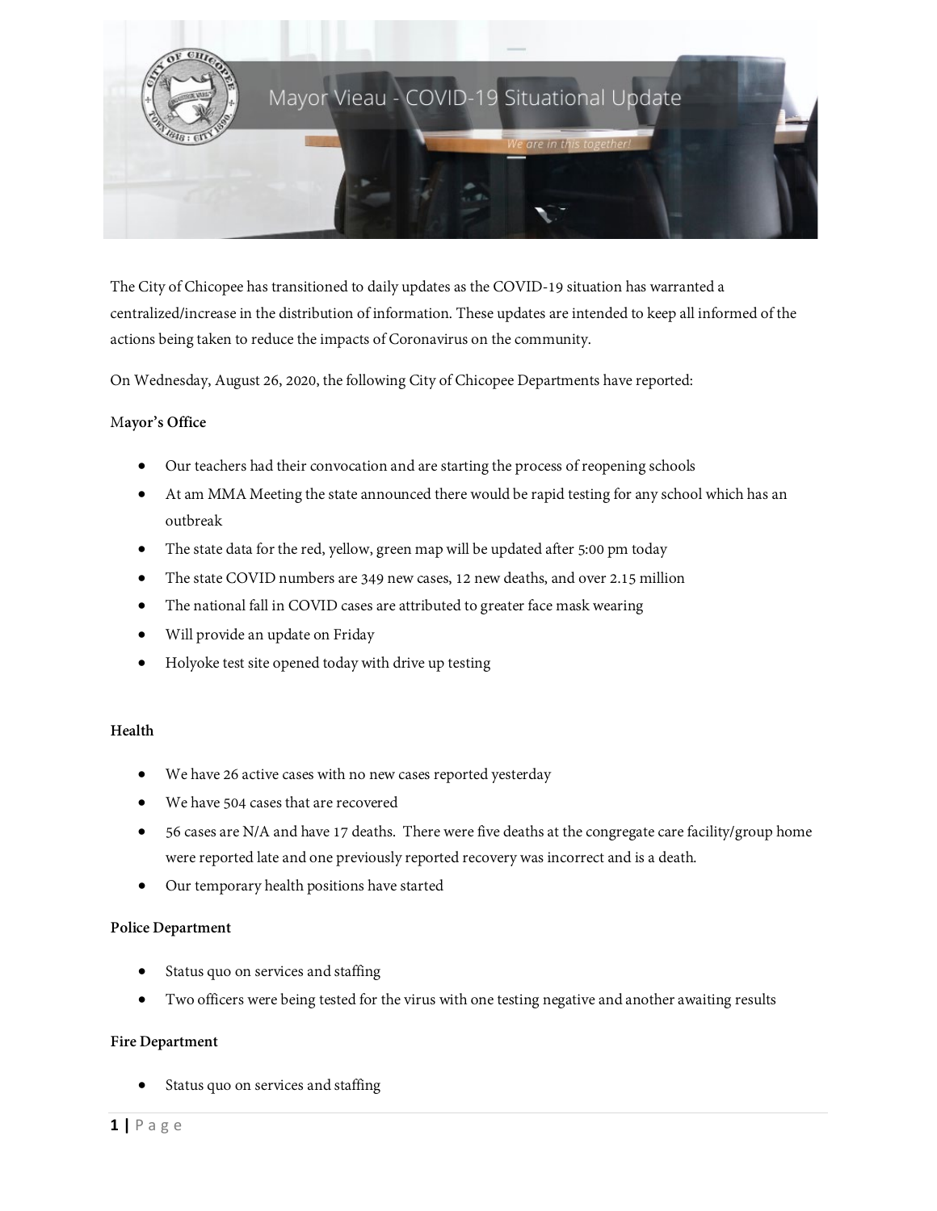# Mayor Vieau - COVID-19 Situational Update

*We are in this together!*

The City of Chicopee has transitioned to daily updates as the COVID-19 situation has warranted a centralized/increase in the distribution of information. These updates are intended to keep all informed of the actions being taken to reduce the impacts of Coronavirus on the community.

On Wednesday, August 26, 2020, the following City of Chicopee Departments have reported:

**Mayor's Office**

- Our teachers had their convocation and are starting the process of reopening schools
- At am MMA Meeting the state announced there would be rapid testing for any school which has an outbreak
- The state data for the red, yellow, green map will be updated after 5:00 pm today
- The state COVID numbers are 349 new cases, 12 new deaths, and over 2.15 million
- The national fall in COVID cases are attributed to greater face mask wearing
- Will provide an update on Friday
- Holyoke test site opened today with drive up testing

**Health**

- We have 26 active cases with no new cases reported yesterday
- We have 504 cases that are recovered
- 56 cases are N/A and have 17 deaths. There were five deaths at the congregate care facility/group home were reported late and one previously reported recovery was incorrect and is a death.
- Our temporary health positions have started

**Police Department**

- Status quo on services and staffing
- Two officers were being tested for the virus with one testing negative and another awaiting results

**Fire Department**

- Status quo on services and staffing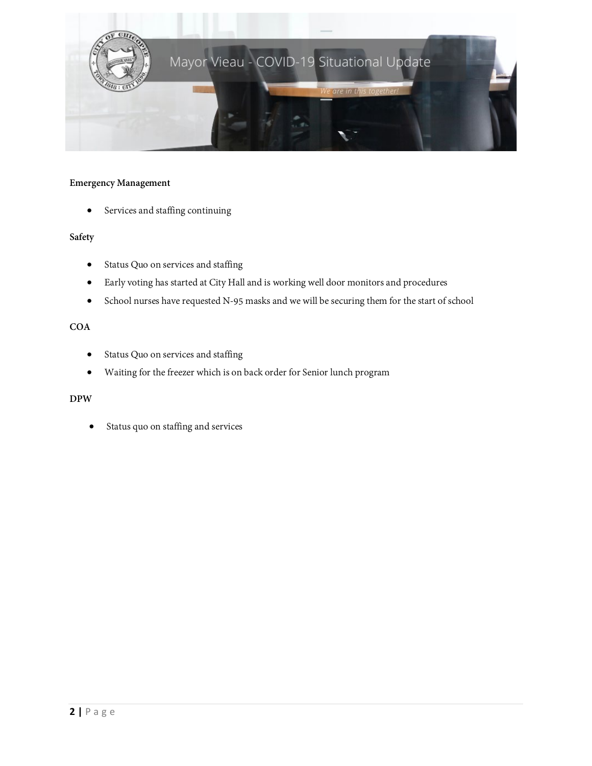**Emergency Management**

- Services and staffing continuing

**Safety**

- Status Quo on services and staffing
- Early voting has started at City Hall and is working well door monitors and procedures
- School nurses have requested N-95 masks and we will be securing them for the start of school

**COA**

- Status Quo on services and staffing
- Waiting for the freezer which is on back order for Senior lunch program

**DPW**

- Status quo on staffing and services